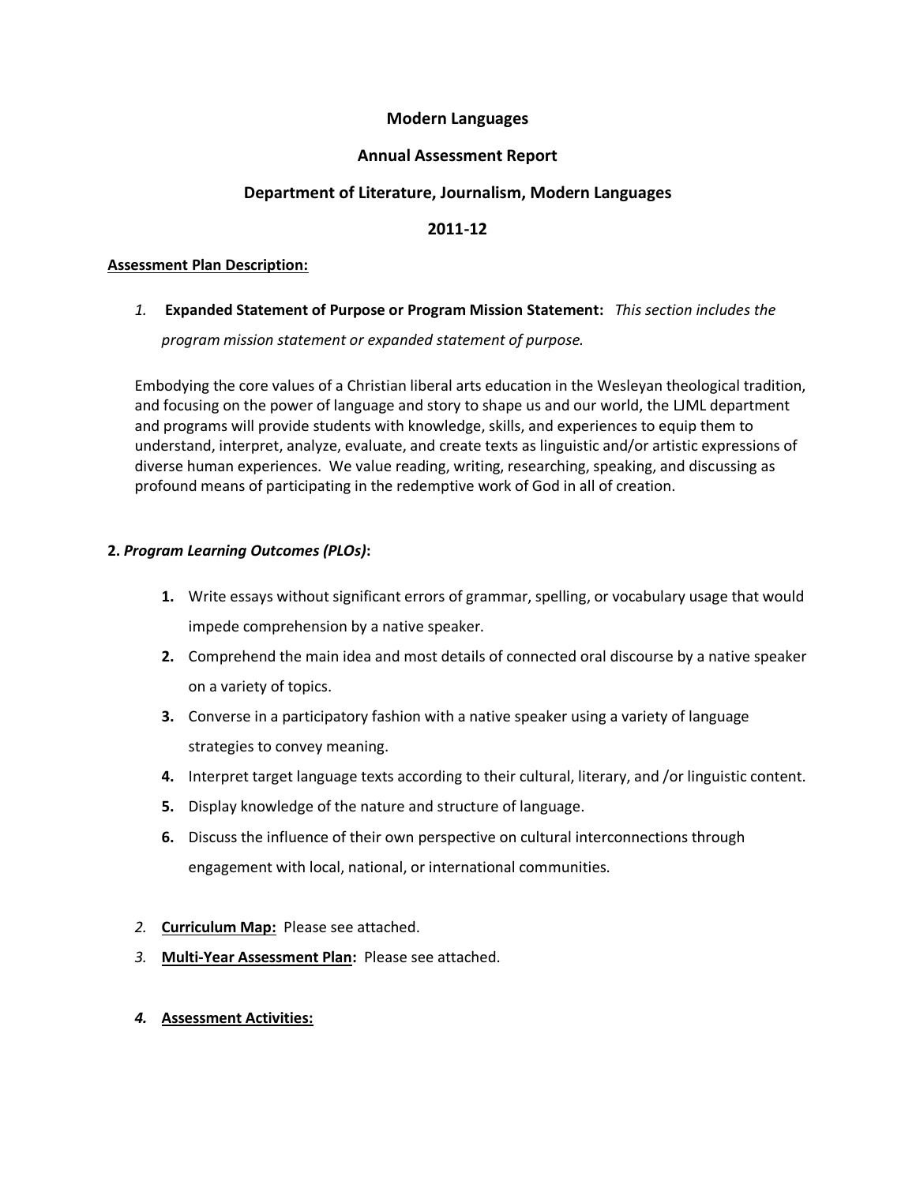**Modern Languages**

**Annual Assessment Report**

**Department of Literature, Journalism, Modern Languages**

**2011-12**

**Assessment Plan Description:**

*1.* **Expanded Statement of Purpose or Program Mission Statement:** *This section includes the program mission statement or expanded statement of purpose.*

Embodying the core values of a Christian liberal arts education in the Wesleyan theological tradition, and focusing on the power of language and story to shape us and our world, the LJML department and programs will provide students with knowledge, skills, and experiences to equip them to understand, interpret, analyze, evaluate, and create texts as linguistic and/or artistic expressions of diverse human experiences. We value reading, writing, researching, speaking, and discussing as profound means of participating in the redemptive work of God in all of creation.

**2.** ***Program Learning Outcomes (PLOs)*:**

1. Write essays without significant errors of grammar, spelling, or vocabulary usage that would impede comprehension by a native speaker.
2. Comprehend the main idea and most details of connected oral discourse by a native speaker on a variety of topics.
3. Converse in a participatory fashion with a native speaker using a variety of language strategies to convey meaning.
4. Interpret target language texts according to their cultural, literary, and /or linguistic content.
5. Display knowledge of the nature and structure of language.
6. Discuss the influence of their own perspective on cultural interconnections through engagement with local, national, or international communities.

*2.* **Curriculum Map:** Please see attached.

*3.* **Multi-Year Assessment Plan:** Please see attached.

***4.*** **Assessment Activities:**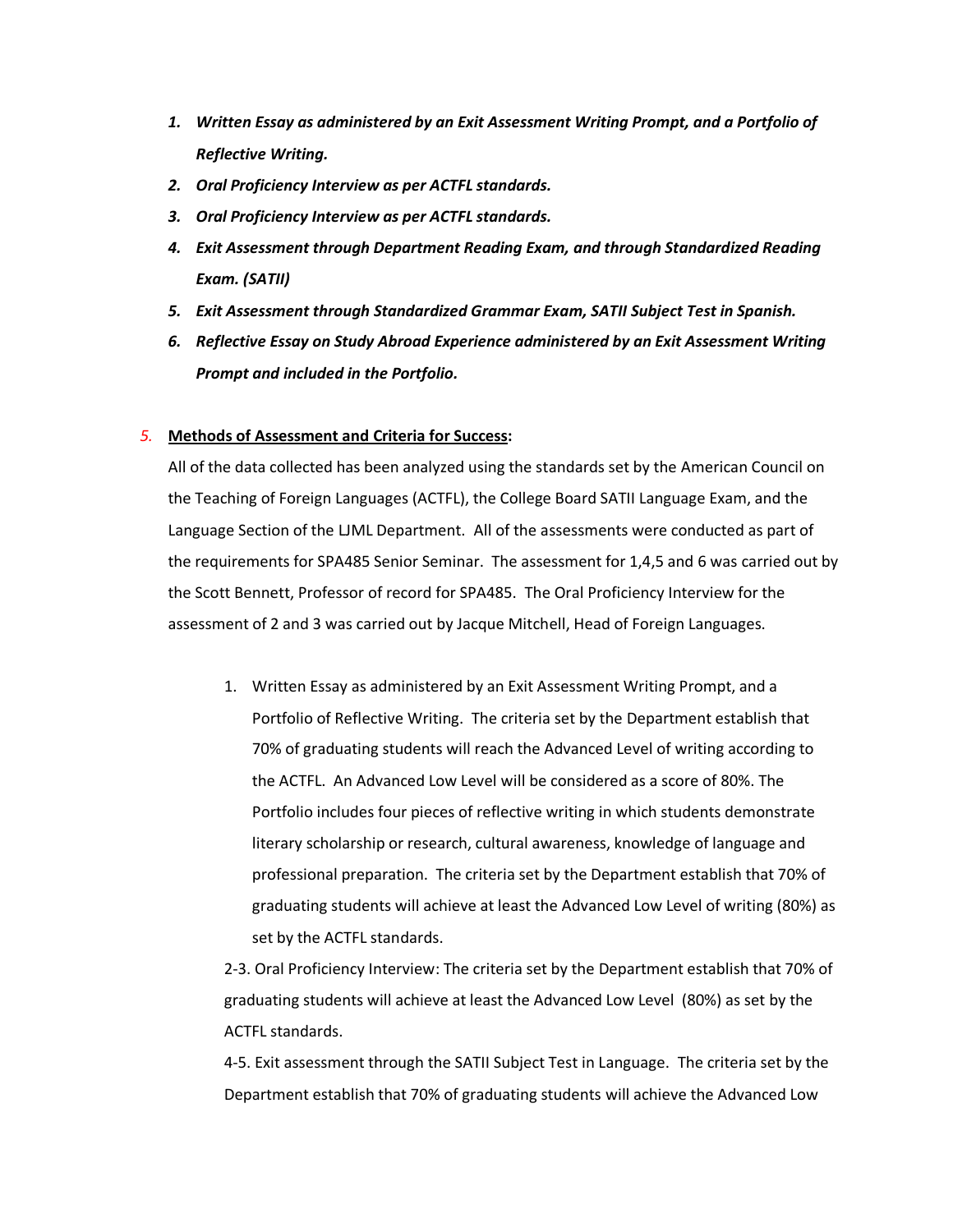1. ***Written Essay as administered by an Exit Assessment Writing Prompt, and a Portfolio of Reflective Writing.***
2. ***Oral Proficiency Interview as per ACTFL standards.***
3. ***Oral Proficiency Interview as per ACTFL standards.***
4. ***Exit Assessment through Department Reading Exam, and through Standardized Reading Exam. (SATII)***
5. ***Exit Assessment through Standardized Grammar Exam, SATII Subject Test in Spanish.***
6. ***Reflective Essay on Study Abroad Experience administered by an Exit Assessment Writing Prompt and included in the Portfolio.***

*5.* **Methods of Assessment and Criteria for Success:**

All of the data collected has been analyzed using the standards set by the American Council on the Teaching of Foreign Languages (ACTFL), the College Board SATII Language Exam, and the Language Section of the LJML Department. All of the assessments were conducted as part of the requirements for SPA485 Senior Seminar. The assessment for 1,4,5 and 6 was carried out by the Scott Bennett, Professor of record for SPA485. The Oral Proficiency Interview for the assessment of 2 and 3 was carried out by Jacque Mitchell, Head of Foreign Languages.

1. Written Essay as administered by an Exit Assessment Writing Prompt, and a Portfolio of Reflective Writing. The criteria set by the Department establish that 70% of graduating students will reach the Advanced Level of writing according to the ACTFL. An Advanced Low Level will be considered as a score of 80%. The Portfolio includes four pieces of reflective writing in which students demonstrate literary scholarship or research, cultural awareness, knowledge of language and professional preparation. The criteria set by the Department establish that 70% of graduating students will achieve at least the Advanced Low Level of writing (80%) as set by the ACTFL standards.

2-3. Oral Proficiency Interview: The criteria set by the Department establish that 70% of graduating students will achieve at least the Advanced Low Level (80%) as set by the ACTFL standards.

4-5. Exit assessment through the SATII Subject Test in Language. The criteria set by the Department establish that 70% of graduating students will achieve the Advanced Low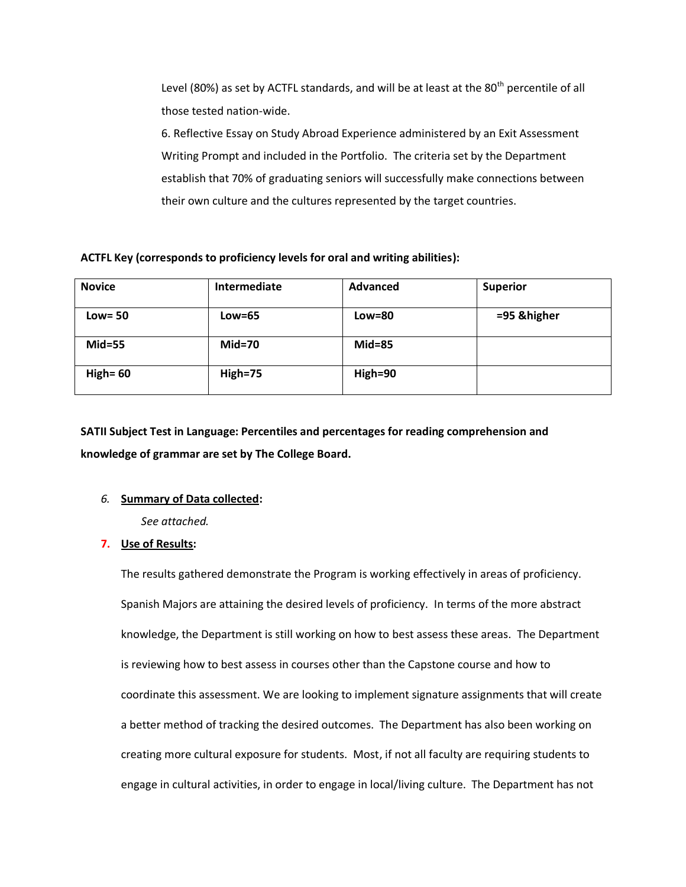Level (80%) as set by ACTFL standards, and will be at least at the 80th percentile of all those tested nation-wide.

6. Reflective Essay on Study Abroad Experience administered by an Exit Assessment Writing Prompt and included in the Portfolio. The criteria set by the Department establish that 70% of graduating seniors will successfully make connections between their own culture and the cultures represented by the target countries.

**ACTFL Key (corresponds to proficiency levels for oral and writing abilities):**

| Novice | Intermediate | Advanced | Superior |
|---|---|---|---|
| Low= 50 | Low=65 | Low=80 | =95 &higher |
| Mid=55 | Mid=70 | Mid=85 | |
| High= 60 | High=75 | High=90 | |

**SATII Subject Test in Language: Percentiles and percentages for reading comprehension and knowledge of grammar are set by The College Board.**

6. **Summary of Data collected:**

   *See attached.*

7. **Use of Results:**

The results gathered demonstrate the Program is working effectively in areas of proficiency. Spanish Majors are attaining the desired levels of proficiency. In terms of the more abstract knowledge, the Department is still working on how to best assess these areas. The Department is reviewing how to best assess in courses other than the Capstone course and how to coordinate this assessment. We are looking to implement signature assignments that will create a better method of tracking the desired outcomes. The Department has also been working on creating more cultural exposure for students. Most, if not all faculty are requiring students to engage in cultural activities, in order to engage in local/living culture. The Department has not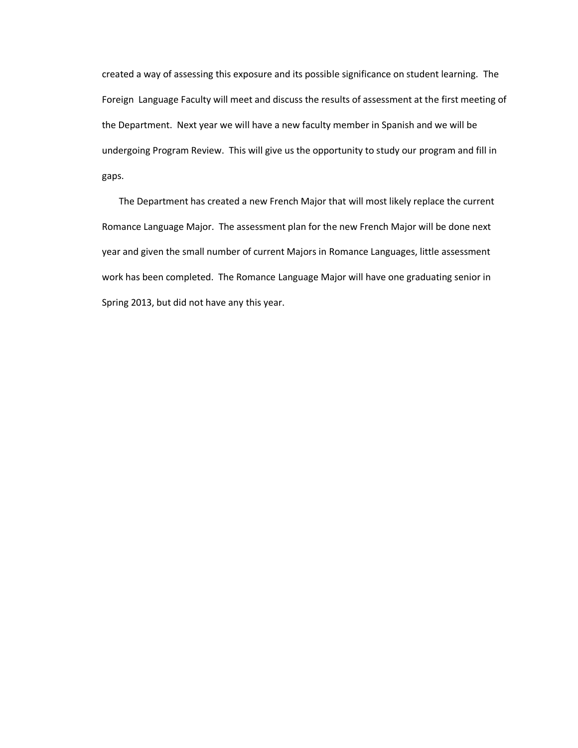created a way of assessing this exposure and its possible significance on student learning. The Foreign Language Faculty will meet and discuss the results of assessment at the first meeting of the Department. Next year we will have a new faculty member in Spanish and we will be undergoing Program Review. This will give us the opportunity to study our program and fill in gaps.

The Department has created a new French Major that will most likely replace the current Romance Language Major. The assessment plan for the new French Major will be done next year and given the small number of current Majors in Romance Languages, little assessment work has been completed. The Romance Language Major will have one graduating senior in Spring 2013, but did not have any this year.